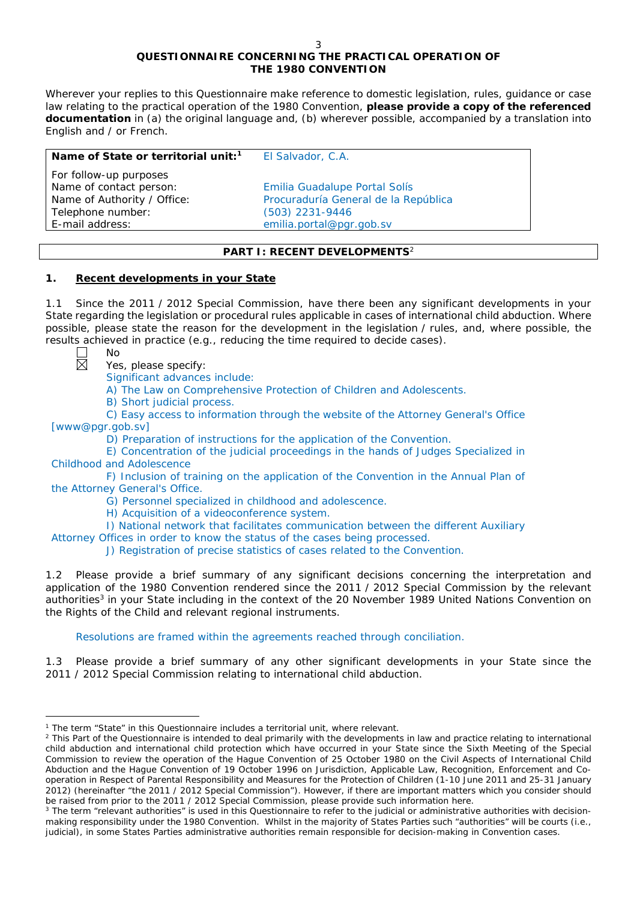## QUESTIONNAIRE CONCERNING THE PRACTICAL OPERATION OF THE 1980 CONVENTION

Wherever your replies to this Questionnaire make reference to domestic legislation, rules, guidance or case law relating to the practical operation of the 1980 Convention, **please provide a copy of the referenced documentation** in (a) the original language and, (b) wherever possible, accompanied by a translation into English and / or French.

| **Name of State or territorial unit:**[1] | El Salvador, C.A. |
|---|---|
| For follow-up purposes | |
| Name of contact person: | Emilia Guadalupe Portal Solís |
| Name of Authority / Office: | Procuraduría General de la República |
| Telephone number: | (503) 2231-9446 |
| E-mail address: | emilia.portal@pgr.gob.sv |

## PART I: RECENT DEVELOPMENTS[2]

### 1. Recent developments in your State

1.1 Since the 2011 / 2012 Special Commission, have there been any significant developments in your State regarding the legislation or procedural rules applicable in cases of international child abduction. Where possible, please state the reason for the development in the legislation / rules, and, where possible, the results achieved in practice (e.g., reducing the time required to decide cases).

☐ No

☒ Yes, please specify:

Significant advances include:

A) The Law on Comprehensive Protection of Children and Adolescents.

B) Short judicial process.

C) Easy access to information through the website of the Attorney General's Office [www@pgr.gob.sv]

D) Preparation of instructions for the application of the Convention.

E) Concentration of the judicial proceedings in the hands of Judges Specialized in Childhood and Adolescence

F) Inclusion of training on the application of the Convention in the Annual Plan of the Attorney General's Office.

G) Personnel specialized in childhood and adolescence.

H) Acquisition of a videoconference system.

I) National network that facilitates communication between the different Auxiliary Attorney Offices in order to know the status of the cases being processed.

J) Registration of precise statistics of cases related to the Convention.

1.2 Please provide a brief summary of any significant decisions concerning the interpretation and application of the 1980 Convention rendered since the 2011 / 2012 Special Commission by the relevant authorities[3] in your State including in the context of the 20 November 1989 United Nations Convention on the Rights of the Child and relevant regional instruments.

Resolutions are framed within the agreements reached through conciliation.

1.3 Please provide a brief summary of any other significant developments in your State since the 2011 / 2012 Special Commission relating to international child abduction.

---

[1] The term "State" in this Questionnaire includes a territorial unit, where relevant.

[2] This Part of the Questionnaire is intended to deal primarily with the developments in law and practice relating to international child abduction and international child protection which have occurred in your State since the Sixth Meeting of the Special Commission to review the operation of the Hague Convention of 25 October 1980 on the Civil Aspects of International Child Abduction and the Hague Convention of 19 October 1996 on Jurisdiction, Applicable Law, Recognition, Enforcement and Co-operation in Respect of Parental Responsibility and Measures for the Protection of Children (1-10 June 2011 and 25-31 January 2012) (hereinafter "the 2011 / 2012 Special Commission"). However, if there are important matters which you consider should be raised from prior to the 2011 / 2012 Special Commission, please provide such information here.

[3] The term "relevant authorities" is used in this Questionnaire to refer to the judicial or administrative authorities with decision-making responsibility under the 1980 Convention. Whilst in the majority of States Parties such "authorities" will be courts (i.e., judicial), in some States Parties administrative authorities remain responsible for decision-making in Convention cases.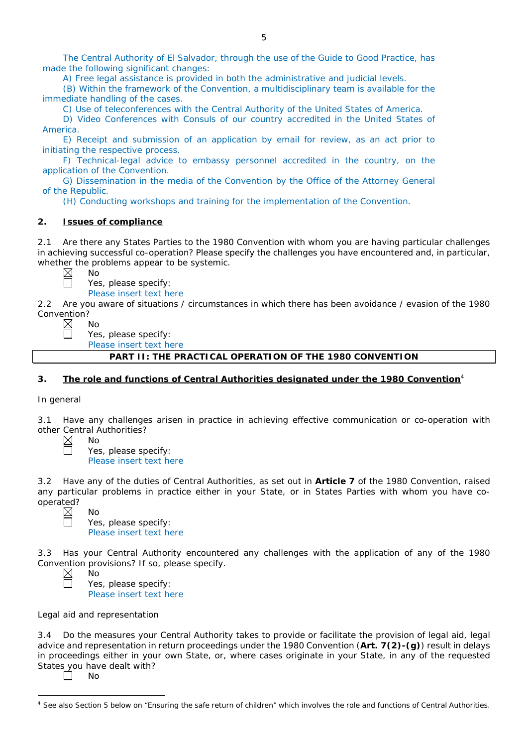The Central Authority of El Salvador, through the use of the Guide to Good Practice, has made the following significant changes:

A) Free legal assistance is provided in both the administrative and judicial levels.

(B) Within the framework of the Convention, a multidisciplinary team is available for the immediate handling of the cases.

C) Use of teleconferences with the Central Authority of the United States of America.

D) Video Conferences with Consuls of our country accredited in the United States of America.

E) Receipt and submission of an application by email for review, as an act prior to initiating the respective process.

F) Technical-legal advice to embassy personnel accredited in the country, on the application of the Convention.

G) Dissemination in the media of the Convention by the Office of the Attorney General of the Republic.

(H) Conducting workshops and training for the implementation of the Convention.

## 2. Issues of compliance

2.1 Are there any States Parties to the 1980 Convention with whom you are having particular challenges in achieving successful co-operation? Please specify the challenges you have encountered and, in particular, whether the problems appear to be systemic.

☒ No
☐ Yes, please specify:
Please insert text here

2.2 Are you aware of situations / circumstances in which there has been avoidance / evasion of the 1980 Convention?

☒ No
☐ Yes, please specify:
Please insert text here

**PART II: THE PRACTICAL OPERATION OF THE 1980 CONVENTION**

## 3. The role and functions of Central Authorities designated under the 1980 Convention[4]

In general

3.1 Have any challenges arisen in practice in achieving effective communication or co-operation with other Central Authorities?

☒ No
☐ Yes, please specify:
Please insert text here

3.2 Have any of the duties of Central Authorities, as set out in **Article 7** of the 1980 Convention, raised any particular problems in practice either in your State, or in States Parties with whom you have co-operated?

☒ No
☐ Yes, please specify:
Please insert text here

3.3 Has your Central Authority encountered any challenges with the application of any of the 1980 Convention provisions? If so, please specify.

☒ No
☐ Yes, please specify:
Please insert text here

Legal aid and representation

3.4 Do the measures your Central Authority takes to provide or facilitate the provision of legal aid, legal advice and representation in return proceedings under the 1980 Convention (**Art. 7(2)-(g)**) result in delays in proceedings either in your own State, or, where cases originate in your State, in any of the requested States you have dealt with?

☐ No

[4] See also Section 5 below on "Ensuring the safe return of children" which involves the role and functions of Central Authorities.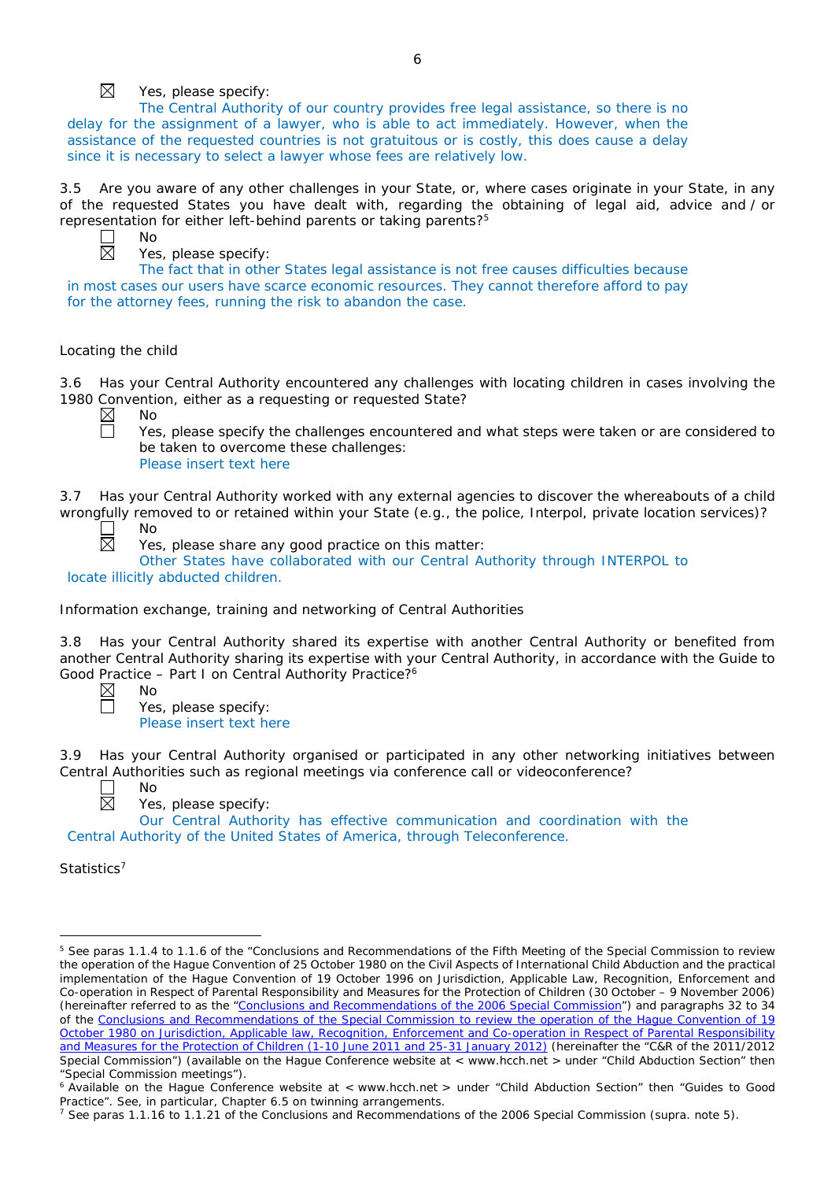☒ Yes, please specify:
The Central Authority of our country provides free legal assistance, so there is no delay for the assignment of a lawyer, who is able to act immediately. However, when the assistance of the requested countries is not gratuitous or is costly, this does cause a delay since it is necessary to select a lawyer whose fees are relatively low.

3.5 Are you aware of any other challenges in your State, or, where cases originate in your State, in any of the requested States you have dealt with, regarding the obtaining of legal aid, advice and / or representation for either left-behind parents or taking parents?[5]

☐ No
☒ Yes, please specify:
The fact that in other States legal assistance is not free causes difficulties because in most cases our users have scarce economic resources. They cannot therefore afford to pay for the attorney fees, running the risk to abandon the case.

Locating the child

3.6 Has your Central Authority encountered any challenges with locating children in cases involving the 1980 Convention, either as a requesting or requested State?

☒ No
☐ Yes, please specify the challenges encountered and what steps were taken or are considered to be taken to overcome these challenges:
Please insert text here

3.7 Has your Central Authority worked with any external agencies to discover the whereabouts of a child wrongfully removed to or retained within your State (e.g., the police, Interpol, private location services)?

☐ No
☒ Yes, please share any good practice on this matter:
Other States have collaborated with our Central Authority through INTERPOL to locate illicitly abducted children.

Information exchange, training and networking of Central Authorities

3.8 Has your Central Authority shared its expertise with another Central Authority or benefited from another Central Authority sharing its expertise with your Central Authority, in accordance with the Guide to Good Practice – Part I on Central Authority Practice?[6]

☒ No
☐ Yes, please specify:
Please insert text here

3.9 Has your Central Authority organised or participated in any other networking initiatives between Central Authorities such as regional meetings via conference call or videoconference?

☐ No
☒ Yes, please specify:
Our Central Authority has effective communication and coordination with the Central Authority of the United States of America, through Teleconference.

Statistics[7]

---

[5] See paras 1.1.4 to 1.1.6 of the "Conclusions and Recommendations of the Fifth Meeting of the Special Commission to review the operation of the Hague Convention of 25 October 1980 on the Civil Aspects of International Child Abduction and the practical implementation of the Hague Convention of 19 October 1996 on Jurisdiction, Applicable Law, Recognition, Enforcement and Co-operation in Respect of Parental Responsibility and Measures for the Protection of Children (30 October – 9 November 2006) (hereinafter referred to as the "Conclusions and Recommendations of the 2006 Special Commission") and paragraphs 32 to 34 of the Conclusions and Recommendations of the Special Commission to review the operation of the Hague Convention of 19 October 1980 on Jurisdiction, Applicable law, Recognition, Enforcement and Co-operation in Respect of Parental Responsibility and Measures for the Protection of Children (1-10 June 2011 and 25-31 January 2012) (hereinafter the "C&R of the 2011/2012 Special Commission") (available on the Hague Conference website at < www.hcch.net > under "Child Abduction Section" then "Special Commission meetings").

[6] Available on the Hague Conference website at < www.hcch.net > under "Child Abduction Section" then "Guides to Good Practice". See, in particular, Chapter 6.5 on twinning arrangements.

[7] See paras 1.1.16 to 1.1.21 of the Conclusions and Recommendations of the 2006 Special Commission (supra. note 5).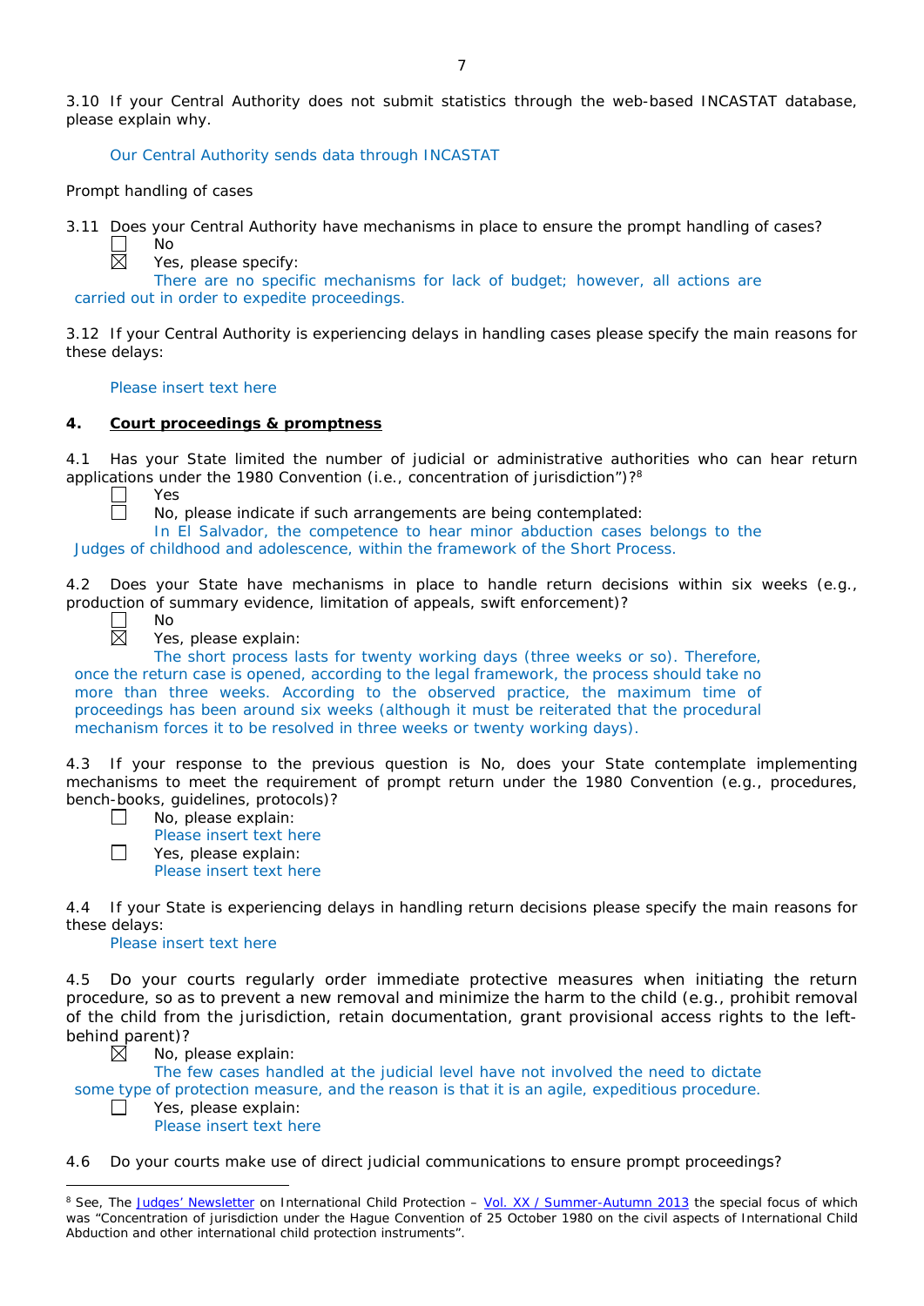3.10 If your Central Authority does not submit statistics through the web-based INCASTAT database, please explain why.

Our Central Authority sends data through INCASTAT

Prompt handling of cases

3.11 Does your Central Authority have mechanisms in place to ensure the prompt handling of cases?

☐ No

☒ Yes, please specify:

There are no specific mechanisms for lack of budget; however, all actions are carried out in order to expedite proceedings.

3.12 If your Central Authority is experiencing delays in handling cases please specify the main reasons for these delays:

Please insert text here

## 4. Court proceedings & promptness

4.1 Has your State limited the number of judicial or administrative authorities who can hear return applications under the 1980 Convention (i.e., concentration of jurisdiction")?[8]

☐ Yes

☐ No, please indicate if such arrangements are being contemplated:

In El Salvador, the competence to hear minor abduction cases belongs to the Judges of childhood and adolescence, within the framework of the Short Process.

4.2 Does your State have mechanisms in place to handle return decisions within six weeks (e.g., production of summary evidence, limitation of appeals, swift enforcement)?

☐ No

☒ Yes, please explain:

The short process lasts for twenty working days (three weeks or so). Therefore, once the return case is opened, according to the legal framework, the process should take no more than three weeks. According to the observed practice, the maximum time of proceedings has been around six weeks (although it must be reiterated that the procedural mechanism forces it to be resolved in three weeks or twenty working days).

4.3 If your response to the previous question is No, does your State contemplate implementing mechanisms to meet the requirement of prompt return under the 1980 Convention (e.g., procedures, bench-books, guidelines, protocols)?

☐ No, please explain:

Please insert text here

☐ Yes, please explain:

Please insert text here

4.4 If your State is experiencing delays in handling return decisions please specify the main reasons for these delays:

Please insert text here

4.5 Do your courts regularly order immediate protective measures when initiating the return procedure, so as to prevent a new removal and minimize the harm to the child (e.g., prohibit removal of the child from the jurisdiction, retain documentation, grant provisional access rights to the left-behind parent)?

☒ No, please explain:

The few cases handled at the judicial level have not involved the need to dictate some type of protection measure, and the reason is that it is an agile, expeditious procedure.

☐ Yes, please explain:

Please insert text here

4.6 Do your courts make use of direct judicial communications to ensure prompt proceedings?

---

[8] See, The Judges' Newsletter on International Child Protection – Vol. XX / Summer-Autumn 2013 the special focus of which was "Concentration of jurisdiction under the Hague Convention of 25 October 1980 on the civil aspects of International Child Abduction and other international child protection instruments".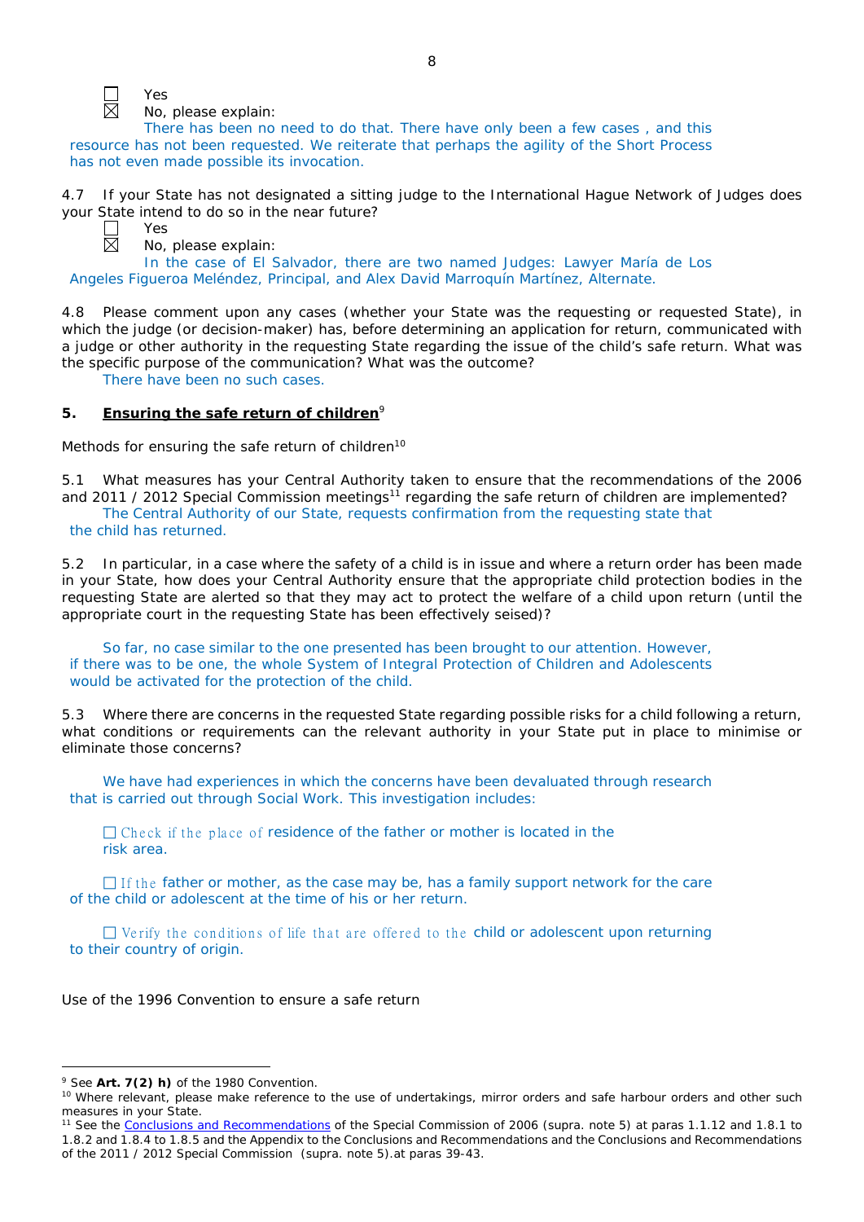☐ Yes

☒ No, please explain:

There has been no need to do that. There have only been a few cases , and this resource has not been requested. We reiterate that perhaps the agility of the Short Process has not even made possible its invocation.

4.7 If your State has not designated a sitting judge to the International Hague Network of Judges does your State intend to do so in the near future?

☐ Yes

☒ No, please explain:

In the case of El Salvador, there are two named Judges: Lawyer María de Los Angeles Figueroa Meléndez, Principal, and Alex David Marroquín Martínez, Alternate.

4.8 Please comment upon any cases (whether your State was the requesting or requested State), in which the judge (or decision-maker) has, before determining an application for return, communicated with a judge or other authority in the requesting State regarding the issue of the child's safe return. What was the specific purpose of the communication? What was the outcome?

There have been no such cases.

## 5. Ensuring the safe return of children[9]

Methods for ensuring the safe return of children[10]

5.1 What measures has your Central Authority taken to ensure that the recommendations of the 2006 and 2011 / 2012 Special Commission meetings[11] regarding the safe return of children are implemented?

The Central Authority of our State, requests confirmation from the requesting state that the child has returned.

5.2 In particular, in a case where the safety of a child is in issue and where a return order has been made in your State, how does your Central Authority ensure that the appropriate child protection bodies in the requesting State are alerted so that they may act to protect the welfare of a child upon return (until the appropriate court in the requesting State has been effectively seised)?

So far, no case similar to the one presented has been brought to our attention. However, if there was to be one, the whole System of Integral Protection of Children and Adolescents would be activated for the protection of the child.

5.3 Where there are concerns in the requested State regarding possible risks for a child following a return, what conditions or requirements can the relevant authority in your State put in place to minimise or eliminate those concerns?

We have had experiences in which the concerns have been devaluated through research that is carried out through Social Work. This investigation includes:

☐ Check if the place of residence of the father or mother is located in the risk area.

☐ If the father or mother, as the case may be, has a family support network for the care of the child or adolescent at the time of his or her return.

☐ Verify the conditions of life that are offered to the child or adolescent upon returning to their country of origin.

Use of the 1996 Convention to ensure a safe return

---

[9] See **Art. 7(2) h)** of the 1980 Convention.

[10] Where relevant, please make reference to the use of undertakings, mirror orders and safe harbour orders and other such measures in your State.

[11] See the Conclusions and Recommendations of the Special Commission of 2006 (supra. note 5) at paras 1.1.12 and 1.8.1 to 1.8.2 and 1.8.4 to 1.8.5 and the Appendix to the Conclusions and Recommendations and the Conclusions and Recommendations of the 2011 / 2012 Special Commission (supra. note 5).at paras 39-43.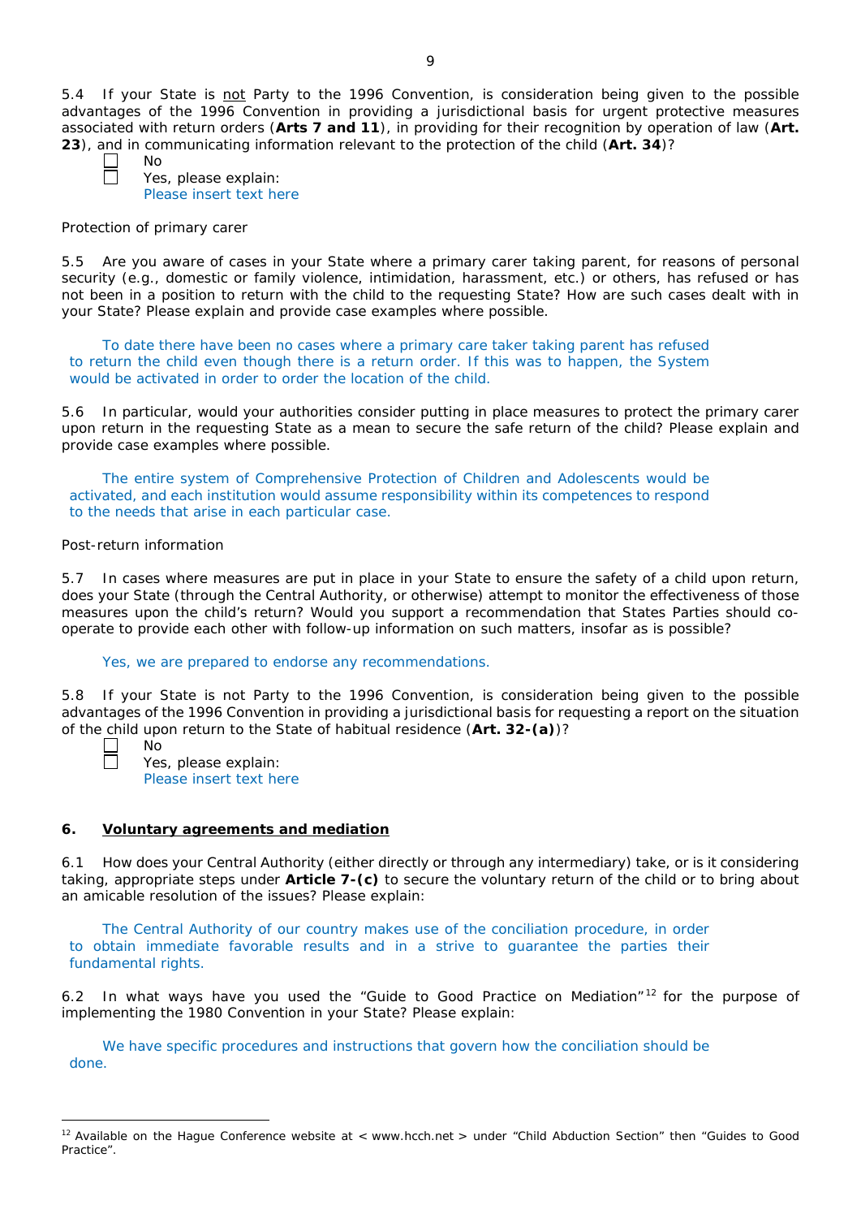5.4 If your State is not Party to the 1996 Convention, is consideration being given to the possible advantages of the 1996 Convention in providing a jurisdictional basis for urgent protective measures associated with return orders (**Arts 7 and 11**), in providing for their recognition by operation of law (**Art. 23**), and in communicating information relevant to the protection of the child (**Art. 34**)?

☐ No
☐ Yes, please explain:
Please insert text here

Protection of primary carer

5.5 Are you aware of cases in your State where a primary carer taking parent, for reasons of personal security (e.g., domestic or family violence, intimidation, harassment, etc.) or others, has refused or has not been in a position to return with the child to the requesting State? How are such cases dealt with in your State? Please explain and provide case examples where possible.

To date there have been no cases where a primary care taker taking parent has refused to return the child even though there is a return order. If this was to happen, the System would be activated in order to order the location of the child.

5.6 In particular, would your authorities consider putting in place measures to protect the primary carer upon return in the requesting State as a mean to secure the safe return of the child? Please explain and provide case examples where possible.

The entire system of Comprehensive Protection of Children and Adolescents would be activated, and each institution would assume responsibility within its competences to respond to the needs that arise in each particular case.

Post-return information

5.7 In cases where measures are put in place in your State to ensure the safety of a child upon return, does your State (through the Central Authority, or otherwise) attempt to monitor the effectiveness of those measures upon the child's return? Would you support a recommendation that States Parties should co-operate to provide each other with follow-up information on such matters, insofar as is possible?

Yes, we are prepared to endorse any recommendations.

5.8 If your State is not Party to the 1996 Convention, is consideration being given to the possible advantages of the 1996 Convention in providing a jurisdictional basis for requesting a report on the situation of the child upon return to the State of habitual residence (**Art. 32-(a)**)?

☐ No
☐ Yes, please explain:
Please insert text here

## 6. Voluntary agreements and mediation

6.1 How does your Central Authority (either directly or through any intermediary) take, or is it considering taking, appropriate steps under **Article 7-(c)** to secure the voluntary return of the child or to bring about an amicable resolution of the issues? Please explain:

The Central Authority of our country makes use of the conciliation procedure, in order to obtain immediate favorable results and in a strive to guarantee the parties their fundamental rights.

6.2 In what ways have you used the "Guide to Good Practice on Mediation"[12] for the purpose of implementing the 1980 Convention in your State? Please explain:

We have specific procedures and instructions that govern how the conciliation should be done.

[12] Available on the Hague Conference website at < www.hcch.net > under "Child Abduction Section" then "Guides to Good Practice".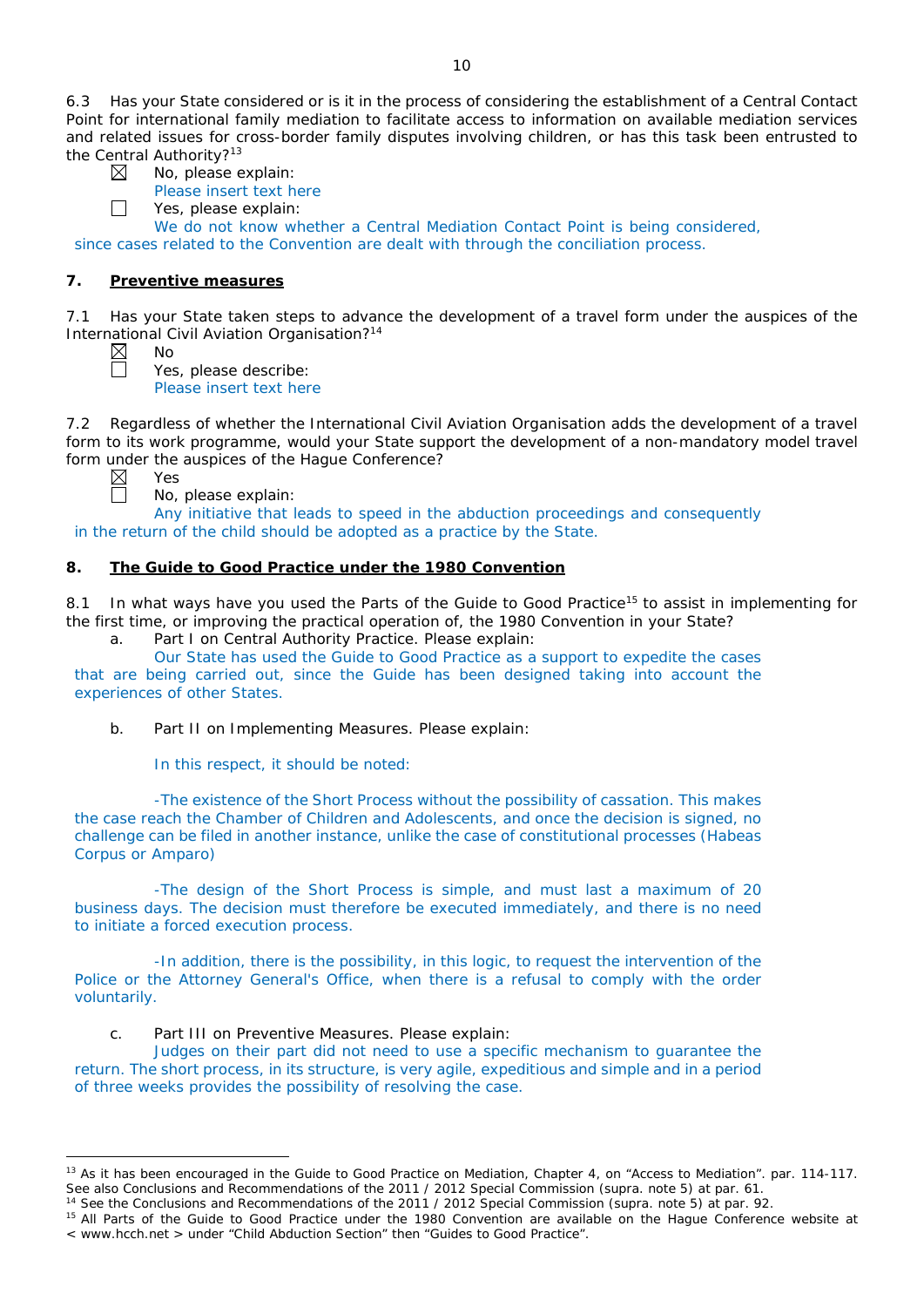6.3 Has your State considered or is it in the process of considering the establishment of a Central Contact Point for international family mediation to facilitate access to information on available mediation services and related issues for cross-border family disputes involving children, or has this task been entrusted to the Central Authority?[13]

☒ No, please explain:
Please insert text here

☐ Yes, please explain:
We do not know whether a Central Mediation Contact Point is being considered, since cases related to the Convention are dealt with through the conciliation process.

## 7. Preventive measures

7.1 Has your State taken steps to advance the development of a travel form under the auspices of the International Civil Aviation Organisation?[14]

☒ No

☐ Yes, please describe:
Please insert text here

7.2 Regardless of whether the International Civil Aviation Organisation adds the development of a travel form to its work programme, would your State support the development of a non-mandatory model travel form under the auspices of the Hague Conference?

☒ Yes

☐ No, please explain:
Any initiative that leads to speed in the abduction proceedings and consequently in the return of the child should be adopted as a practice by the State.

## 8. The Guide to Good Practice under the 1980 Convention

8.1 In what ways have you used the Parts of the Guide to Good Practice[15] to assist in implementing for the first time, or improving the practical operation of, the 1980 Convention in your State?

a. Part I on Central Authority Practice. Please explain:
Our State has used the Guide to Good Practice as a support to expedite the cases that are being carried out, since the Guide has been designed taking into account the experiences of other States.

b. Part II on Implementing Measures. Please explain:

In this respect, it should be noted:

-The existence of the Short Process without the possibility of cassation. This makes the case reach the Chamber of Children and Adolescents, and once the decision is signed, no challenge can be filed in another instance, unlike the case of constitutional processes (Habeas Corpus or Amparo)

-The design of the Short Process is simple, and must last a maximum of 20 business days. The decision must therefore be executed immediately, and there is no need to initiate a forced execution process.

-In addition, there is the possibility, in this logic, to request the intervention of the Police or the Attorney General's Office, when there is a refusal to comply with the order voluntarily.

c. Part III on Preventive Measures. Please explain:
Judges on their part did not need to use a specific mechanism to guarantee the return. The short process, in its structure, is very agile, expeditious and simple and in a period of three weeks provides the possibility of resolving the case.

---

[13] As it has been encouraged in the Guide to Good Practice on Mediation, Chapter 4, on "Access to Mediation". par. 114-117. See also Conclusions and Recommendations of the 2011 / 2012 Special Commission (supra. note 5) at par. 61.

[14] See the Conclusions and Recommendations of the 2011 / 2012 Special Commission (supra. note 5) at par. 92.

[15] All Parts of the Guide to Good Practice under the 1980 Convention are available on the Hague Conference website at < www.hcch.net > under "Child Abduction Section" then "Guides to Good Practice".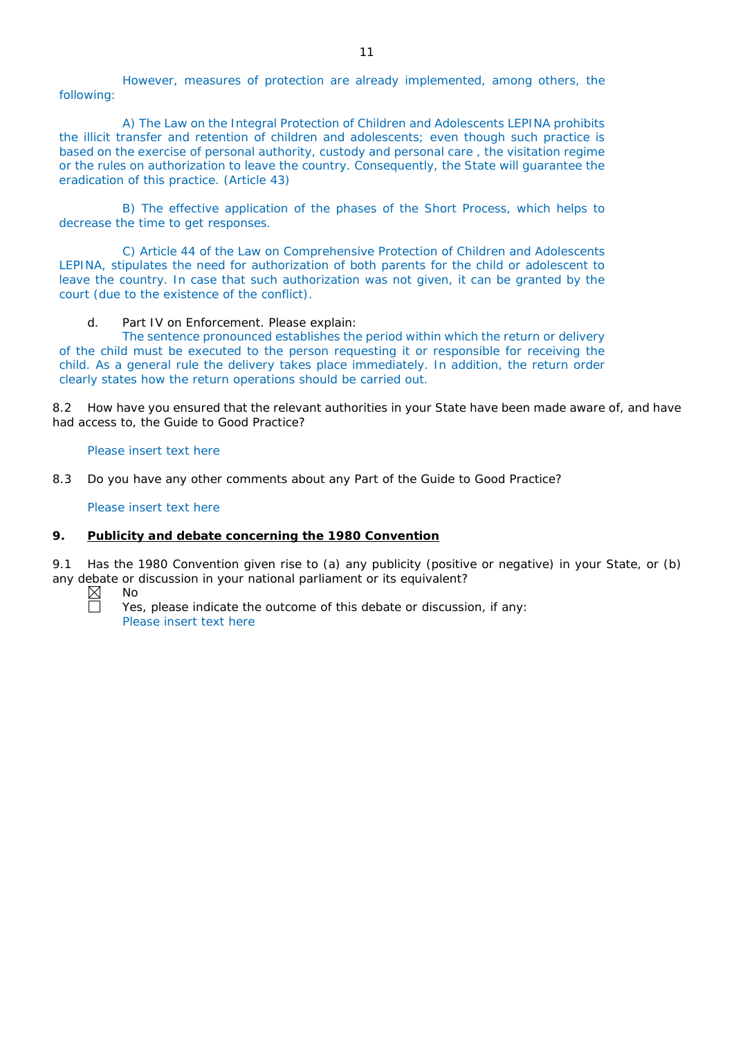However, measures of protection are already implemented, among others, the following:

A) The Law on the Integral Protection of Children and Adolescents LEPINA prohibits the illicit transfer and retention of children and adolescents; even though such practice is based on the exercise of personal authority, custody and personal care , the visitation regime or the rules on authorization to leave the country. Consequently, the State will guarantee the eradication of this practice. (Article 43)

B) The effective application of the phases of the Short Process, which helps to decrease the time to get responses.

C) Article 44 of the Law on Comprehensive Protection of Children and Adolescents LEPINA, stipulates the need for authorization of both parents for the child or adolescent to leave the country. In case that such authorization was not given, it can be granted by the court (due to the existence of the conflict).

d. Part IV on Enforcement. Please explain:

The sentence pronounced establishes the period within which the return or delivery of the child must be executed to the person requesting it or responsible for receiving the child. As a general rule the delivery takes place immediately. In addition, the return order clearly states how the return operations should be carried out.

8.2 How have you ensured that the relevant authorities in your State have been made aware of, and have had access to, the Guide to Good Practice?

Please insert text here

8.3 Do you have any other comments about any Part of the Guide to Good Practice?

Please insert text here

## 9. Publicity and debate concerning the 1980 Convention

9.1 Has the 1980 Convention given rise to (a) any publicity (positive or negative) in your State, or (b) any debate or discussion in your national parliament or its equivalent?

☒ No

☐ Yes, please indicate the outcome of this debate or discussion, if any:
Please insert text here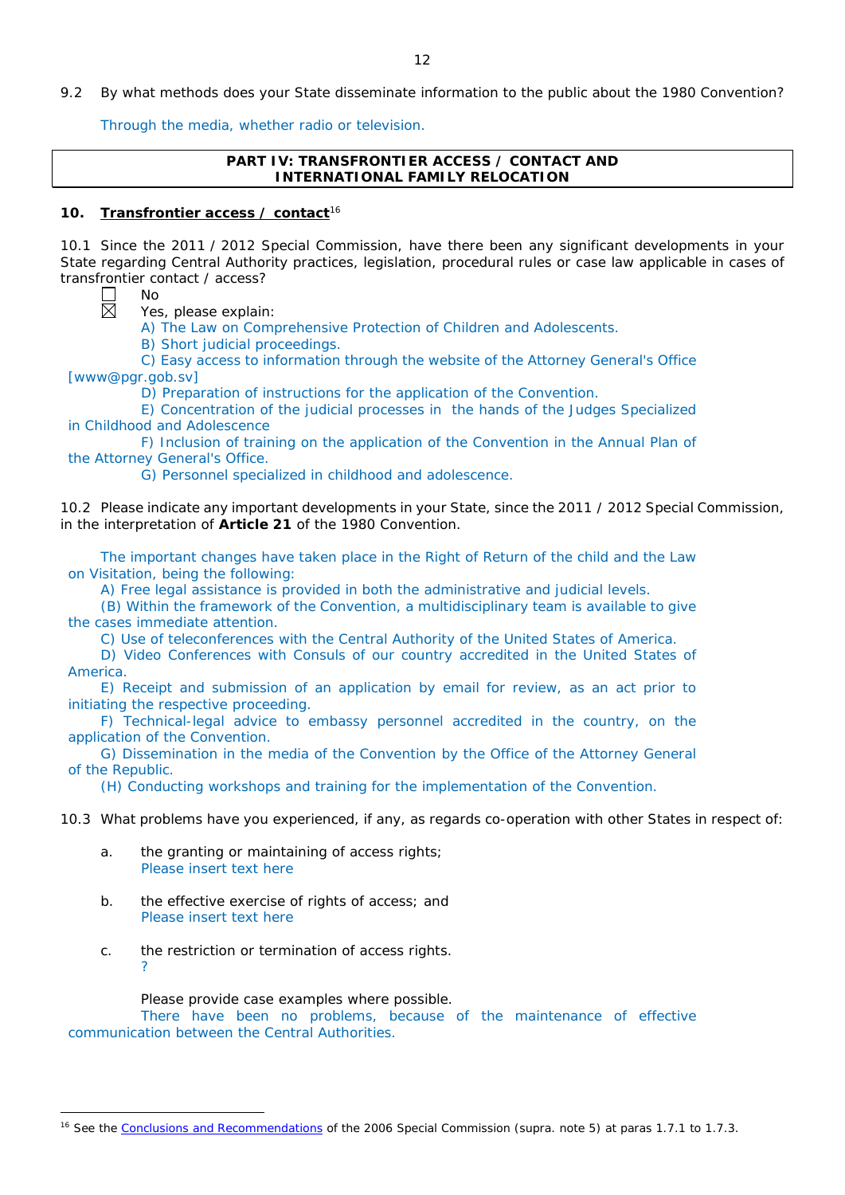9.2 By what methods does your State disseminate information to the public about the 1980 Convention?

Through the media, whether radio or television.

**PART IV: TRANSFRONTIER ACCESS / CONTACT AND INTERNATIONAL FAMILY RELOCATION**

## 10. Transfrontier access / contact[16]

10.1 Since the 2011 / 2012 Special Commission, have there been any significant developments in your State regarding Central Authority practices, legislation, procedural rules or case law applicable in cases of transfrontier contact / access?

☐ No

☒ Yes, please explain:

A) The Law on Comprehensive Protection of Children and Adolescents.

B) Short judicial proceedings.

C) Easy access to information through the website of the Attorney General's Office [www@pgr.gob.sv]

D) Preparation of instructions for the application of the Convention.

E) Concentration of the judicial processes in the hands of the Judges Specialized in Childhood and Adolescence

F) Inclusion of training on the application of the Convention in the Annual Plan of the Attorney General's Office.

G) Personnel specialized in childhood and adolescence.

10.2 Please indicate any important developments in your State, since the 2011 / 2012 Special Commission, in the interpretation of **Article 21** of the 1980 Convention.

The important changes have taken place in the Right of Return of the child and the Law on Visitation, being the following:

A) Free legal assistance is provided in both the administrative and judicial levels.

(B) Within the framework of the Convention, a multidisciplinary team is available to give the cases immediate attention.

C) Use of teleconferences with the Central Authority of the United States of America.

D) Video Conferences with Consuls of our country accredited in the United States of America.

E) Receipt and submission of an application by email for review, as an act prior to initiating the respective proceeding.

F) Technical-legal advice to embassy personnel accredited in the country, on the application of the Convention.

G) Dissemination in the media of the Convention by the Office of the Attorney General of the Republic.

(H) Conducting workshops and training for the implementation of the Convention.

10.3 What problems have you experienced, if any, as regards co-operation with other States in respect of:

a. the granting or maintaining of access rights;
Please insert text here

b. the effective exercise of rights of access; and
Please insert text here

c. the restriction or termination of access rights.
?

Please provide case examples where possible.
There have been no problems, because of the maintenance of effective communication between the Central Authorities.

[16] See the Conclusions and Recommendations of the 2006 Special Commission (supra. note 5) at paras 1.7.1 to 1.7.3.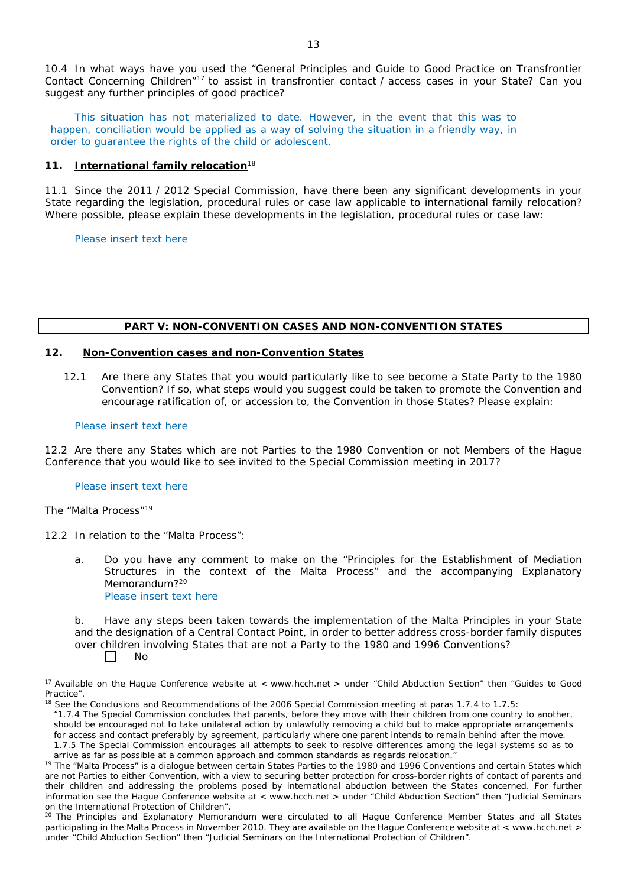10.4 In what ways have you used the "General Principles and Guide to Good Practice on Transfrontier Contact Concerning Children"[17] to assist in transfrontier contact / access cases in your State? Can you suggest any further principles of good practice?

This situation has not materialized to date. However, in the event that this was to happen, conciliation would be applied as a way of solving the situation in a friendly way, in order to guarantee the rights of the child or adolescent.

### 11. **International family relocation**[18]

11.1 Since the 2011 / 2012 Special Commission, have there been any significant developments in your State regarding the legislation, procedural rules or case law applicable to international family relocation? Where possible, please explain these developments in the legislation, procedural rules or case law:

Please insert text here

## PART V: NON-CONVENTION CASES AND NON-CONVENTION STATES

### 12. **Non-Convention cases and non-Convention States**

12.1 Are there any States that you would particularly like to see become a State Party to the 1980 Convention? If so, what steps would you suggest could be taken to promote the Convention and encourage ratification of, or accession to, the Convention in those States? Please explain:

Please insert text here

12.2 Are there any States which are not Parties to the 1980 Convention or not Members of the Hague Conference that you would like to see invited to the Special Commission meeting in 2017?

Please insert text here

The "Malta Process"[19]

12.2 In relation to the "Malta Process":

a. Do you have any comment to make on the "Principles for the Establishment of Mediation Structures in the context of the Malta Process" and the accompanying Explanatory Memorandum?[20]
Please insert text here

b. Have any steps been taken towards the implementation of the Malta Principles in your State and the designation of a Central Contact Point, in order to better address cross-border family disputes over children involving States that are not a Party to the 1980 and 1996 Conventions?
☐ No

---

[17] Available on the Hague Conference website at < www.hcch.net > under "Child Abduction Section" then "Guides to Good Practice".

[18] See the Conclusions and Recommendations of the 2006 Special Commission meeting at paras 1.7.4 to 1.7.5:
"1.7.4 The Special Commission concludes that parents, before they move with their children from one country to another, should be encouraged not to take unilateral action by unlawfully removing a child but to make appropriate arrangements for access and contact preferably by agreement, particularly where one parent intends to remain behind after the move.
1.7.5 The Special Commission encourages all attempts to seek to resolve differences among the legal systems so as to arrive as far as possible at a common approach and common standards as regards relocation."

[19] The "Malta Process" is a dialogue between certain States Parties to the 1980 and 1996 Conventions and certain States which are not Parties to either Convention, with a view to securing better protection for cross-border rights of contact of parents and their children and addressing the problems posed by international abduction between the States concerned. For further information see the Hague Conference website at < www.hcch.net > under "Child Abduction Section" then "Judicial Seminars on the International Protection of Children".

[20] The Principles and Explanatory Memorandum were circulated to all Hague Conference Member States and all States participating in the Malta Process in November 2010. They are available on the Hague Conference website at < www.hcch.net > under "Child Abduction Section" then "Judicial Seminars on the International Protection of Children".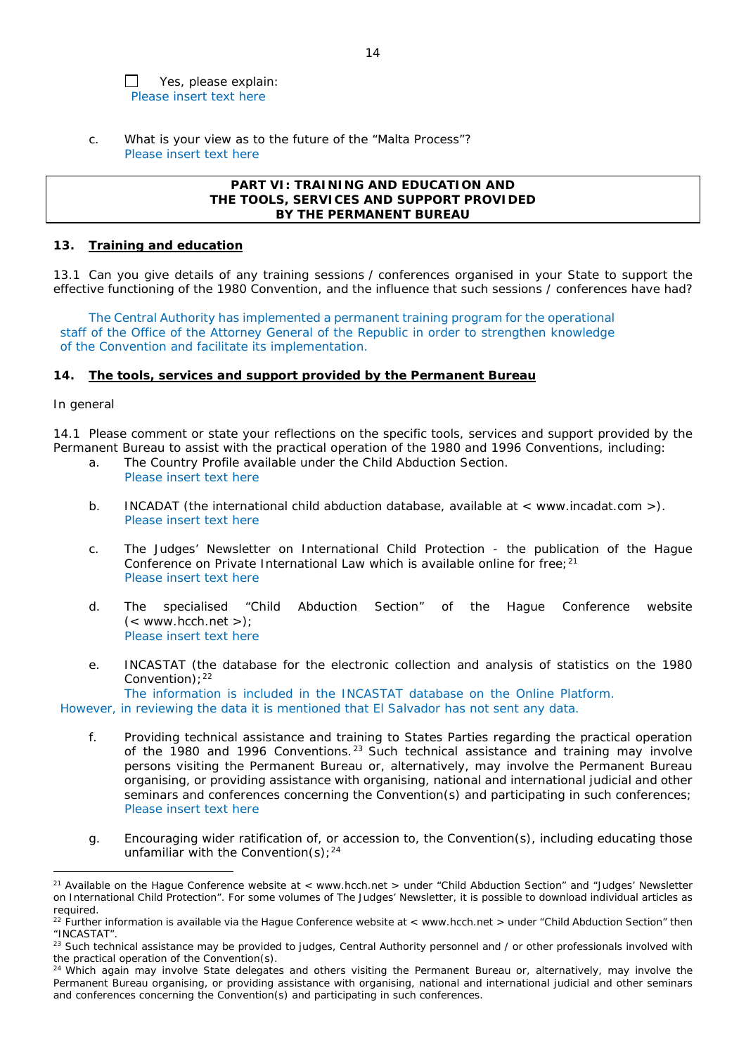☐ Yes, please explain:
Please insert text here

c. What is your view as to the future of the "Malta Process"?
Please insert text here

## PART VI: TRAINING AND EDUCATION AND THE TOOLS, SERVICES AND SUPPORT PROVIDED BY THE PERMANENT BUREAU

### 13. Training and education

13.1 Can you give details of any training sessions / conferences organised in your State to support the effective functioning of the 1980 Convention, and the influence that such sessions / conferences have had?

The Central Authority has implemented a permanent training program for the operational staff of the Office of the Attorney General of the Republic in order to strengthen knowledge of the Convention and facilitate its implementation.

### 14. The tools, services and support provided by the Permanent Bureau

In general

14.1 Please comment or state your reflections on the specific tools, services and support provided by the Permanent Bureau to assist with the practical operation of the 1980 and 1996 Conventions, including:

a. The Country Profile available under the Child Abduction Section.
Please insert text here

b. INCADAT (the international child abduction database, available at < www.incadat.com >).
Please insert text here

c. The Judges' Newsletter on International Child Protection - the publication of the Hague Conference on Private International Law which is available online for free;[21]
Please insert text here

d. The specialised "Child Abduction Section" of the Hague Conference website (< www.hcch.net >);
Please insert text here

e. INCASTAT (the database for the electronic collection and analysis of statistics on the 1980 Convention);[22]
The information is included in the INCASTAT database on the Online Platform. However, in reviewing the data it is mentioned that El Salvador has not sent any data.

f. Providing technical assistance and training to States Parties regarding the practical operation of the 1980 and 1996 Conventions.[23] Such technical assistance and training may involve persons visiting the Permanent Bureau or, alternatively, may involve the Permanent Bureau organising, or providing assistance with organising, national and international judicial and other seminars and conferences concerning the Convention(s) and participating in such conferences;
Please insert text here

g. Encouraging wider ratification of, or accession to, the Convention(s), including educating those unfamiliar with the Convention(s);[24]

---

[21] Available on the Hague Conference website at < www.hcch.net > under "Child Abduction Section" and "Judges' Newsletter on International Child Protection". For some volumes of The Judges' Newsletter, it is possible to download individual articles as required.

[22] Further information is available via the Hague Conference website at < www.hcch.net > under "Child Abduction Section" then "INCASTAT".

[23] Such technical assistance may be provided to judges, Central Authority personnel and / or other professionals involved with the practical operation of the Convention(s).

[24] Which again may involve State delegates and others visiting the Permanent Bureau or, alternatively, may involve the Permanent Bureau organising, or providing assistance with organising, national and international judicial and other seminars and conferences concerning the Convention(s) and participating in such conferences.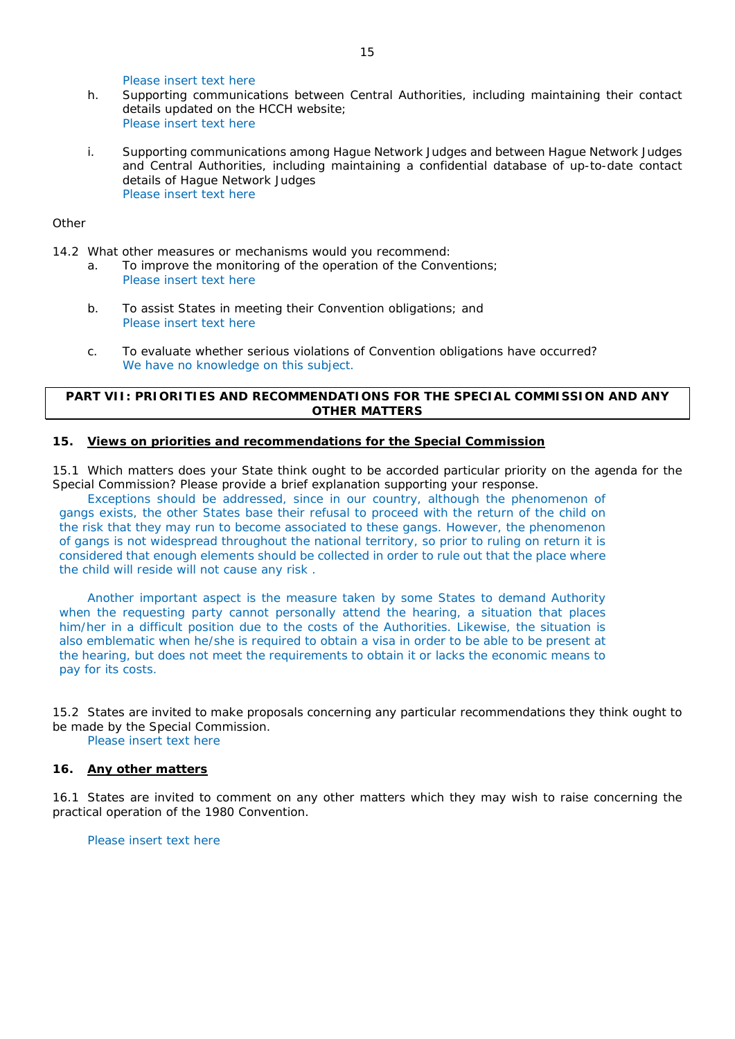Please insert text here

h. Supporting communications between Central Authorities, including maintaining their contact details updated on the HCCH website;
   Please insert text here

i. Supporting communications among Hague Network Judges and between Hague Network Judges and Central Authorities, including maintaining a confidential database of up-to-date contact details of Hague Network Judges
   Please insert text here

Other

14.2 What other measures or mechanisms would you recommend:

a. To improve the monitoring of the operation of the Conventions;
   Please insert text here

b. To assist States in meeting their Convention obligations; and
   Please insert text here

c. To evaluate whether serious violations of Convention obligations have occurred?
   We have no knowledge on this subject.

## PART VII: PRIORITIES AND RECOMMENDATIONS FOR THE SPECIAL COMMISSION AND ANY OTHER MATTERS

### 15. Views on priorities and recommendations for the Special Commission

15.1 Which matters does your State think ought to be accorded particular priority on the agenda for the Special Commission? Please provide a brief explanation supporting your response.

Exceptions should be addressed, since in our country, although the phenomenon of gangs exists, the other States base their refusal to proceed with the return of the child on the risk that they may run to become associated to these gangs. However, the phenomenon of gangs is not widespread throughout the national territory, so prior to ruling on return it is considered that enough elements should be collected in order to rule out that the place where the child will reside will not cause any risk .

Another important aspect is the measure taken by some States to demand Authority when the requesting party cannot personally attend the hearing, a situation that places him/her in a difficult position due to the costs of the Authorities. Likewise, the situation is also emblematic when he/she is required to obtain a visa in order to be able to be present at the hearing, but does not meet the requirements to obtain it or lacks the economic means to pay for its costs.

15.2 States are invited to make proposals concerning any particular recommendations they think ought to be made by the Special Commission.

Please insert text here

### 16. Any other matters

16.1 States are invited to comment on any other matters which they may wish to raise concerning the practical operation of the 1980 Convention.

Please insert text here